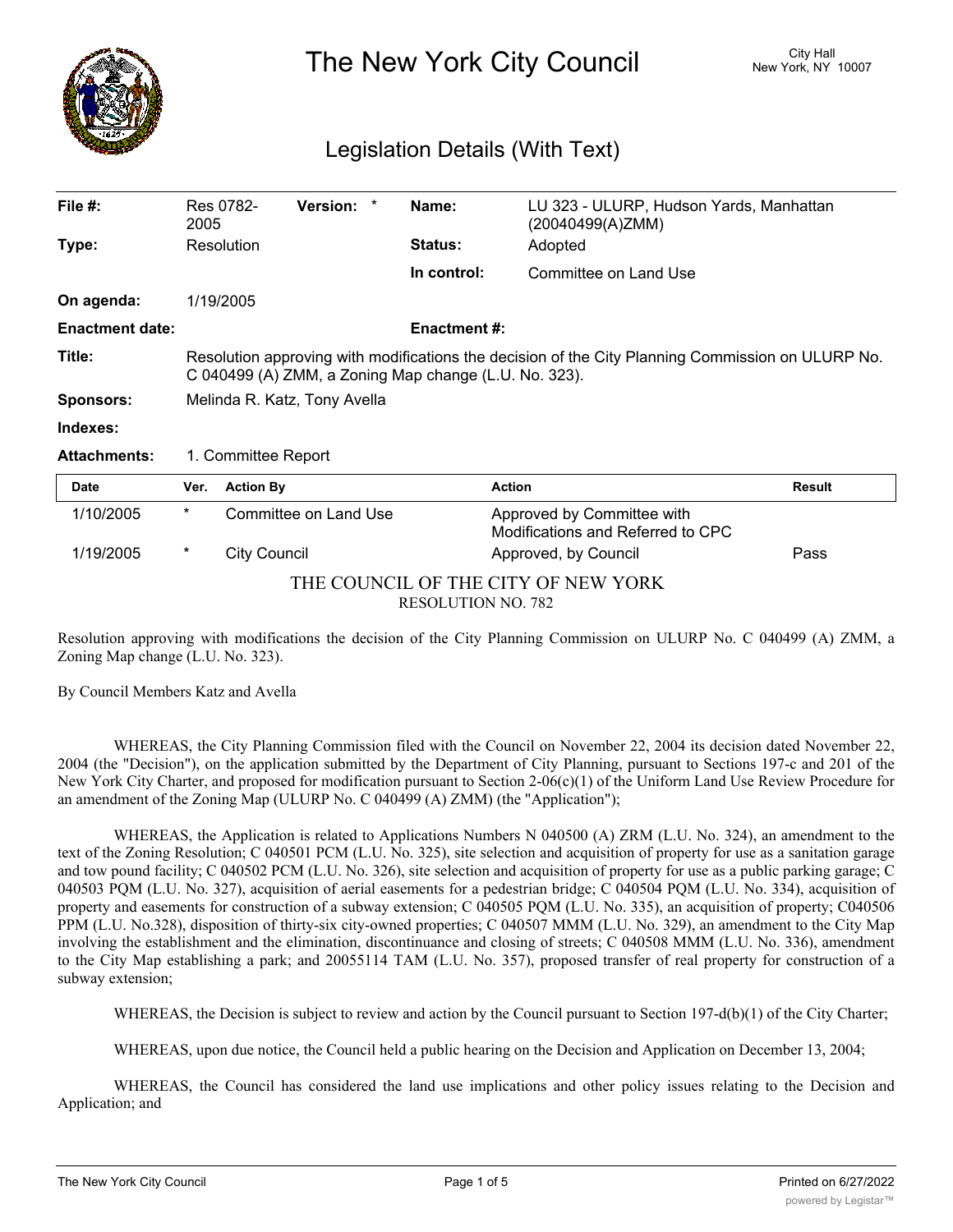# The New York City Council

City Hall
New York, NY 10007

## Legislation Details (With Text)

| | | | |
|---|---|---|---|
| **File #:** | Res 0782-2005 **Version:** * | **Name:** | LU 323 - ULURP, Hudson Yards, Manhattan (20040499(A)ZMM) |
| **Type:** | Resolution | **Status:** | Adopted |
| | | **In control:** | Committee on Land Use |
| **On agenda:** | 1/19/2005 | | |
| **Enactment date:** | | **Enactment #:** | |
| **Title:** | Resolution approving with modifications the decision of the City Planning Commission on ULURP No. C 040499 (A) ZMM, a Zoning Map change (L.U. No. 323). | | |
| **Sponsors:** | Melinda R. Katz, Tony Avella | | |
| **Indexes:** | | | |
| **Attachments:** | 1. Committee Report | | |

| Date | Ver. | Action By | Action | Result |
|---|---|---|---|---|
| 1/10/2005 | * | Committee on Land Use | Approved by Committee with Modifications and Referred to CPC | |
| 1/19/2005 | * | City Council | Approved, by Council | Pass |

THE COUNCIL OF THE CITY OF NEW YORK
RESOLUTION NO. 782

Resolution approving with modifications the decision of the City Planning Commission on ULURP No. C 040499 (A) ZMM, a Zoning Map change (L.U. No. 323).

By Council Members Katz and Avella

WHEREAS, the City Planning Commission filed with the Council on November 22, 2004 its decision dated November 22, 2004 (the "Decision"), on the application submitted by the Department of City Planning, pursuant to Sections 197-c and 201 of the New York City Charter, and proposed for modification pursuant to Section 2-06(c)(1) of the Uniform Land Use Review Procedure for an amendment of the Zoning Map (ULURP No. C 040499 (A) ZMM) (the "Application");

WHEREAS, the Application is related to Applications Numbers N 040500 (A) ZRM (L.U. No. 324), an amendment to the text of the Zoning Resolution; C 040501 PCM (L.U. No. 325), site selection and acquisition of property for use as a sanitation garage and tow pound facility; C 040502 PCM (L.U. No. 326), site selection and acquisition of property for use as a public parking garage; C 040503 PQM (L.U. No. 327), acquisition of aerial easements for a pedestrian bridge; C 040504 PQM (L.U. No. 334), acquisition of property and easements for construction of a subway extension; C 040505 PQM (L.U. No. 335), an acquisition of property; C040506 PPM (L.U. No.328), disposition of thirty-six city-owned properties; C 040507 MMM (L.U. No. 329), an amendment to the City Map involving the establishment and the elimination, discontinuance and closing of streets; C 040508 MMM (L.U. No. 336), amendment to the City Map establishing a park; and 20055114 TAM (L.U. No. 357), proposed transfer of real property for construction of a subway extension;

WHEREAS, the Decision is subject to review and action by the Council pursuant to Section 197-d(b)(1) of the City Charter;

WHEREAS, upon due notice, the Council held a public hearing on the Decision and Application on December 13, 2004;

WHEREAS, the Council has considered the land use implications and other policy issues relating to the Decision and Application; and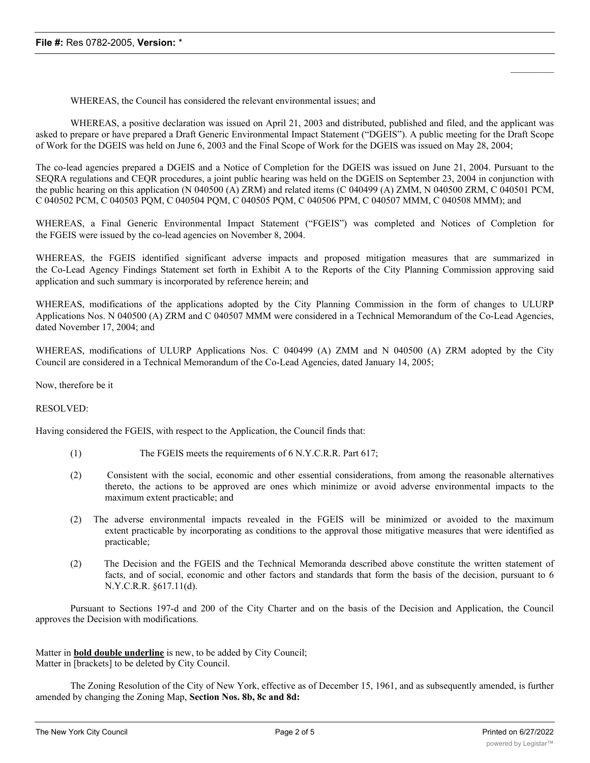WHEREAS, the Council has considered the relevant environmental issues; and

WHEREAS, a positive declaration was issued on April 21, 2003 and distributed, published and filed, and the applicant was asked to prepare or have prepared a Draft Generic Environmental Impact Statement ("DGEIS"). A public meeting for the Draft Scope of Work for the DGEIS was held on June 6, 2003 and the Final Scope of Work for the DGEIS was issued on May 28, 2004;

The co-lead agencies prepared a DGEIS and a Notice of Completion for the DGEIS was issued on June 21, 2004. Pursuant to the SEQRA regulations and CEQR procedures, a joint public hearing was held on the DGEIS on September 23, 2004 in conjunction with the public hearing on this application (N 040500 (A) ZRM) and related items (C 040499 (A) ZMM, N 040500 ZRM, C 040501 PCM, C 040502 PCM, C 040503 PQM, C 040504 PQM, C 040505 PQM, C 040506 PPM, C 040507 MMM, C 040508 MMM); and

WHEREAS, a Final Generic Environmental Impact Statement ("FGEIS") was completed and Notices of Completion for the FGEIS were issued by the co-lead agencies on November 8, 2004.

WHEREAS, the FGEIS identified significant adverse impacts and proposed mitigation measures that are summarized in the Co-Lead Agency Findings Statement set forth in Exhibit A to the Reports of the City Planning Commission approving said application and such summary is incorporated by reference herein; and

WHEREAS, modifications of the applications adopted by the City Planning Commission in the form of changes to ULURP Applications Nos. N 040500 (A) ZRM and C 040507 MMM were considered in a Technical Memorandum of the Co-Lead Agencies, dated November 17, 2004; and

WHEREAS, modifications of ULURP Applications Nos. C 040499 (A) ZMM and N 040500 (A) ZRM adopted by the City Council are considered in a Technical Memorandum of the Co-Lead Agencies, dated January 14, 2005;

Now, therefore be it

RESOLVED:

Having considered the FGEIS, with respect to the Application, the Council finds that:

(1) The FGEIS meets the requirements of 6 N.Y.C.R.R. Part 617;

(2) Consistent with the social, economic and other essential considerations, from among the reasonable alternatives thereto, the actions to be approved are ones which minimize or avoid adverse environmental impacts to the maximum extent practicable; and

(2) The adverse environmental impacts revealed in the FGEIS will be minimized or avoided to the maximum extent practicable by incorporating as conditions to the approval those mitigative measures that were identified as practicable;

(2) The Decision and the FGEIS and the Technical Memoranda described above constitute the written statement of facts, and of social, economic and other factors and standards that form the basis of the decision, pursuant to 6 N.Y.C.R.R. §617.11(d).

Pursuant to Sections 197-d and 200 of the City Charter and on the basis of the Decision and Application, the Council approves the Decision with modifications.

Matter in **bold double underline** is new, to be added by City Council;
Matter in [brackets] to be deleted by City Council.

The Zoning Resolution of the City of New York, effective as of December 15, 1961, and as subsequently amended, is further amended by changing the Zoning Map, **Section Nos. 8b, 8c and 8d:**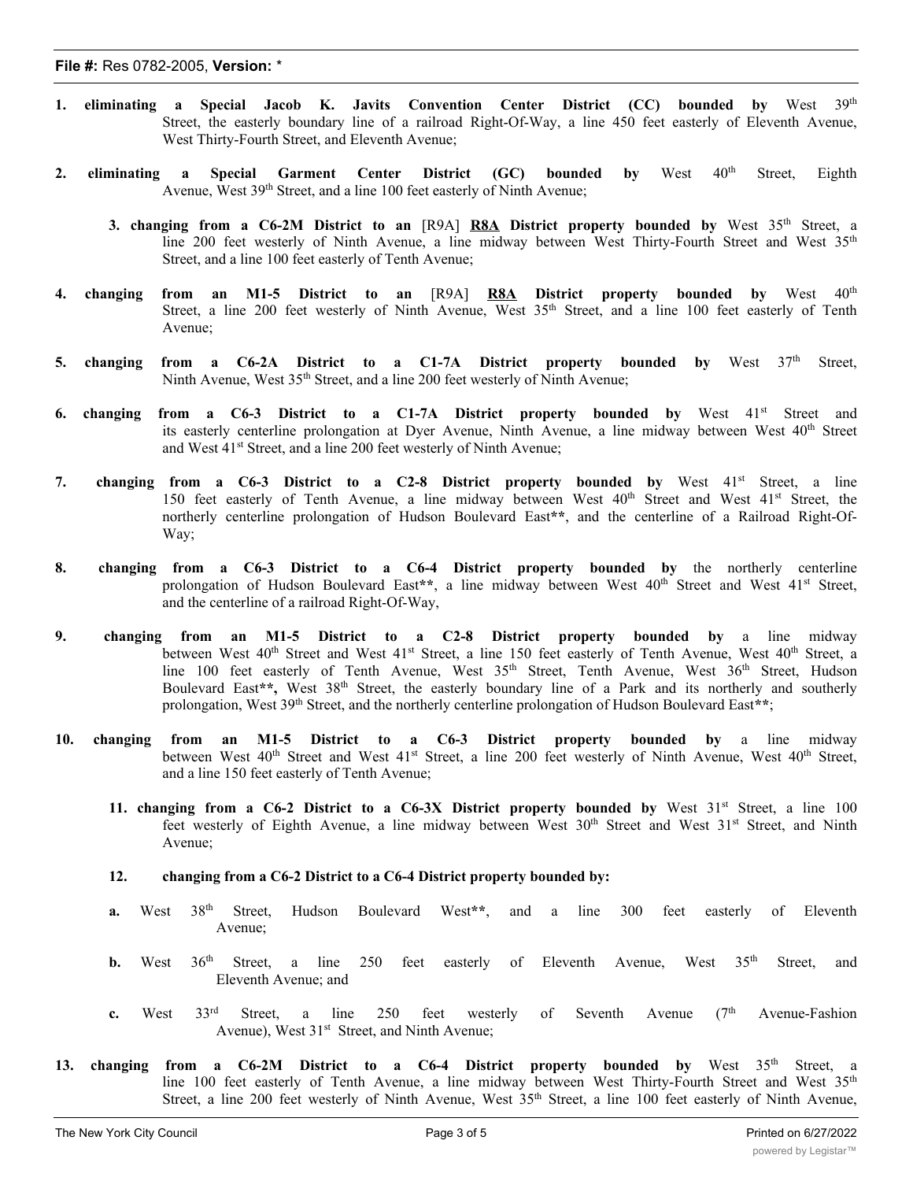1. **eliminating a Special Jacob K. Javits Convention Center District (CC) bounded by** West 39th Street, the easterly boundary line of a railroad Right-Of-Way, a line 450 feet easterly of Eleventh Avenue, West Thirty-Fourth Street, and Eleventh Avenue;

2. **eliminating a Special Garment Center District (GC) bounded by** West 40th Street, Eighth Avenue, West 39th Street, and a line 100 feet easterly of Ninth Avenue;

3. **changing from a C6-2M District to an** [R9A] **R8A District property bounded by** West 35th Street, a line 200 feet westerly of Ninth Avenue, a line midway between West Thirty-Fourth Street and West 35th Street, and a line 100 feet easterly of Tenth Avenue;

4. **changing from an M1-5 District to an** [R9A] **R8A District property bounded by** West 40th Street, a line 200 feet westerly of Ninth Avenue, West 35th Street, and a line 100 feet easterly of Tenth Avenue;

5. **changing from a C6-2A District to a C1-7A District property bounded by** West 37th Street, Ninth Avenue, West 35th Street, and a line 200 feet westerly of Ninth Avenue;

6. **changing from a C6-3 District to a C1-7A District property bounded by** West 41st Street and its easterly centerline prolongation at Dyer Avenue, Ninth Avenue, a line midway between West 40th Street and West 41st Street, and a line 200 feet westerly of Ninth Avenue;

7. **changing from a C6-3 District to a C2-8 District property bounded by** West 41st Street, a line 150 feet easterly of Tenth Avenue, a line midway between West 40th Street and West 41st Street, the northerly centerline prolongation of Hudson Boulevard East**, and the centerline of a Railroad Right-Of-Way;

8. **changing from a C6-3 District to a C6-4 District property bounded by** the northerly centerline prolongation of Hudson Boulevard East**, a line midway between West 40th Street and West 41st Street, and the centerline of a railroad Right-Of-Way,

9. **changing from an M1-5 District to a C2-8 District property bounded by** a line midway between West 40th Street and West 41st Street, a line 150 feet easterly of Tenth Avenue, West 40th Street, a line 100 feet easterly of Tenth Avenue, West 35th Street, Tenth Avenue, West 36th Street, Hudson Boulevard East**, West 38th Street, the easterly boundary line of a Park and its northerly and southerly prolongation, West 39th Street, and the northerly centerline prolongation of Hudson Boulevard East**;

10. **changing from an M1-5 District to a C6-3 District property bounded by** a line midway between West 40th Street and West 41st Street, a line 200 feet westerly of Ninth Avenue, West 40th Street, and a line 150 feet easterly of Tenth Avenue;

11. **changing from a C6-2 District to a C6-3X District property bounded by** West 31st Street, a line 100 feet westerly of Eighth Avenue, a line midway between West 30th Street and West 31st Street, and Ninth Avenue;

12. **changing from a C6-2 District to a C6-4 District property bounded by:**

    **a.** West 38th Street, Hudson Boulevard West**, and a line 300 feet easterly of Eleventh Avenue;

    **b.** West 36th Street, a line 250 feet easterly of Eleventh Avenue, West 35th Street, and Eleventh Avenue; and

    **c.** West 33rd Street, a line 250 feet westerly of Seventh Avenue (7th Avenue-Fashion Avenue), West 31st Street, and Ninth Avenue;

13. **changing from a C6-2M District to a C6-4 District property bounded by** West 35th Street, a line 100 feet easterly of Tenth Avenue, a line midway between West Thirty-Fourth Street and West 35th Street, a line 200 feet westerly of Ninth Avenue, West 35th Street, a line 100 feet easterly of Ninth Avenue,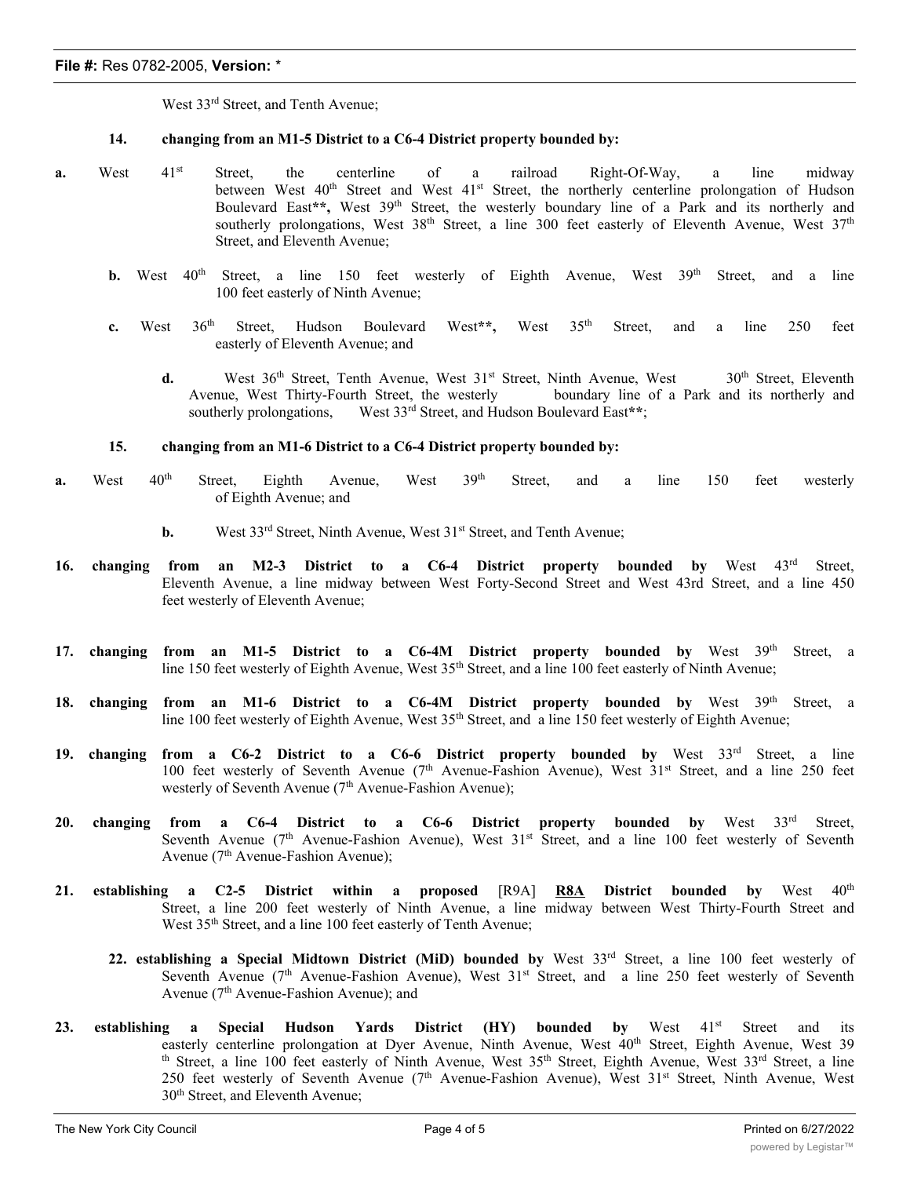West 33rd Street, and Tenth Avenue;

**14. changing from an M1-5 District to a C6-4 District property bounded by:**

**a.** West 41st Street, the centerline of a railroad Right-Of-Way, a line midway between West 40th Street and West 41st Street, the northerly centerline prolongation of Hudson Boulevard East**, West 39th Street, the westerly boundary line of a Park and its northerly and southerly prolongations, West 38th Street, a line 300 feet easterly of Eleventh Avenue, West 37th Street, and Eleventh Avenue;

**b.** West 40th Street, a line 150 feet westerly of Eighth Avenue, West 39th Street, and a line 100 feet easterly of Ninth Avenue;

**c.** West 36th Street, Hudson Boulevard West**, West 35th Street, and a line 250 feet easterly of Eleventh Avenue; and

**d.** West 36th Street, Tenth Avenue, West 31st Street, Ninth Avenue, West 30th Street, Eleventh Avenue, West Thirty-Fourth Street, the westerly boundary line of a Park and its northerly and southerly prolongations, West 33rd Street, and Hudson Boulevard East**;

**15. changing from an M1-6 District to a C6-4 District property bounded by:**

**a.** West 40th Street, Eighth Avenue, West 39th Street, and a line 150 feet westerly of Eighth Avenue; and

**b.** West 33rd Street, Ninth Avenue, West 31st Street, and Tenth Avenue;

**16. changing from an M2-3 District to a C6-4 District property bounded by** West 43rd Street, Eleventh Avenue, a line midway between West Forty-Second Street and West 43rd Street, and a line 450 feet westerly of Eleventh Avenue;

**17. changing from an M1-5 District to a C6-4M District property bounded by** West 39th Street, a line 150 feet westerly of Eighth Avenue, West 35th Street, and a line 100 feet easterly of Ninth Avenue;

**18. changing from an M1-6 District to a C6-4M District property bounded by** West 39th Street, a line 100 feet westerly of Eighth Avenue, West 35th Street, and a line 150 feet westerly of Eighth Avenue;

**19. changing from a C6-2 District to a C6-6 District property bounded by** West 33rd Street, a line 100 feet westerly of Seventh Avenue (7th Avenue-Fashion Avenue), West 31st Street, and a line 250 feet westerly of Seventh Avenue (7th Avenue-Fashion Avenue);

**20. changing from a C6-4 District to a C6-6 District property bounded by** West 33rd Street, Seventh Avenue (7th Avenue-Fashion Avenue), West 31st Street, and a line 100 feet westerly of Seventh Avenue (7th Avenue-Fashion Avenue);

**21. establishing a C2-5 District within a proposed** [R9A] **<u>R8A</u> District bounded by** West 40th Street, a line 200 feet westerly of Ninth Avenue, a line midway between West Thirty-Fourth Street and West 35th Street, and a line 100 feet easterly of Tenth Avenue;

**22. establishing a Special Midtown District (MiD) bounded by** West 33rd Street, a line 100 feet westerly of Seventh Avenue (7th Avenue-Fashion Avenue), West 31st Street, and a line 250 feet westerly of Seventh Avenue (7th Avenue-Fashion Avenue); and

**23. establishing a Special Hudson Yards District (HY) bounded by** West 41st Street and its easterly centerline prolongation at Dyer Avenue, Ninth Avenue, West 40th Street, Eighth Avenue, West 39th Street, a line 100 feet easterly of Ninth Avenue, West 35th Street, Eighth Avenue, West 33rd Street, a line 250 feet westerly of Seventh Avenue (7th Avenue-Fashion Avenue), West 31st Street, Ninth Avenue, West 30th Street, and Eleventh Avenue;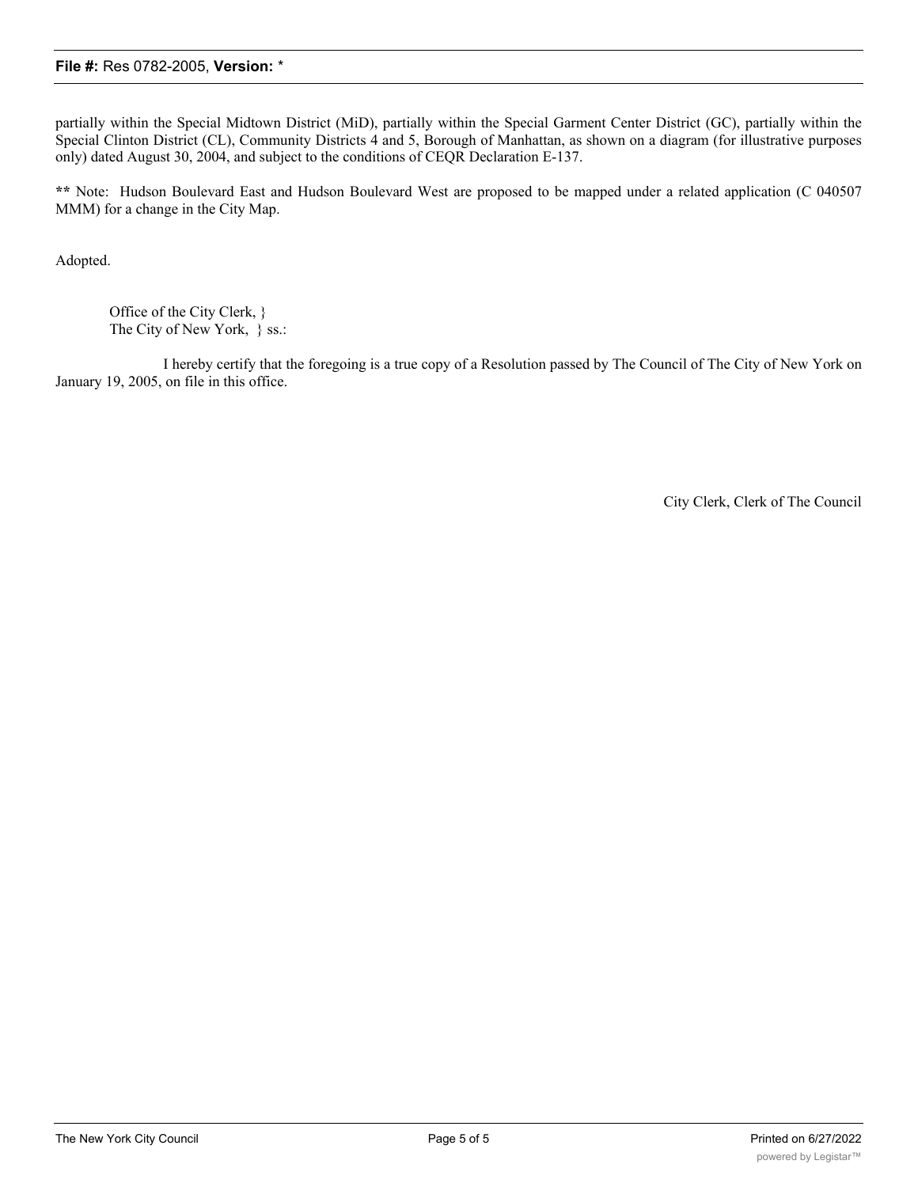partially within the Special Midtown District (MiD), partially within the Special Garment Center District (GC), partially within the Special Clinton District (CL), Community Districts 4 and 5, Borough of Manhattan, as shown on a diagram (for illustrative purposes only) dated August 30, 2004, and subject to the conditions of CEQR Declaration E-137.

**\*\*** Note: Hudson Boulevard East and Hudson Boulevard West are proposed to be mapped under a related application (C 040507 MMM) for a change in the City Map.

Adopted.

Office of the City Clerk, }
The City of New York, } ss.:

I hereby certify that the foregoing is a true copy of a Resolution passed by The Council of The City of New York on January 19, 2005, on file in this office.

City Clerk, Clerk of The Council